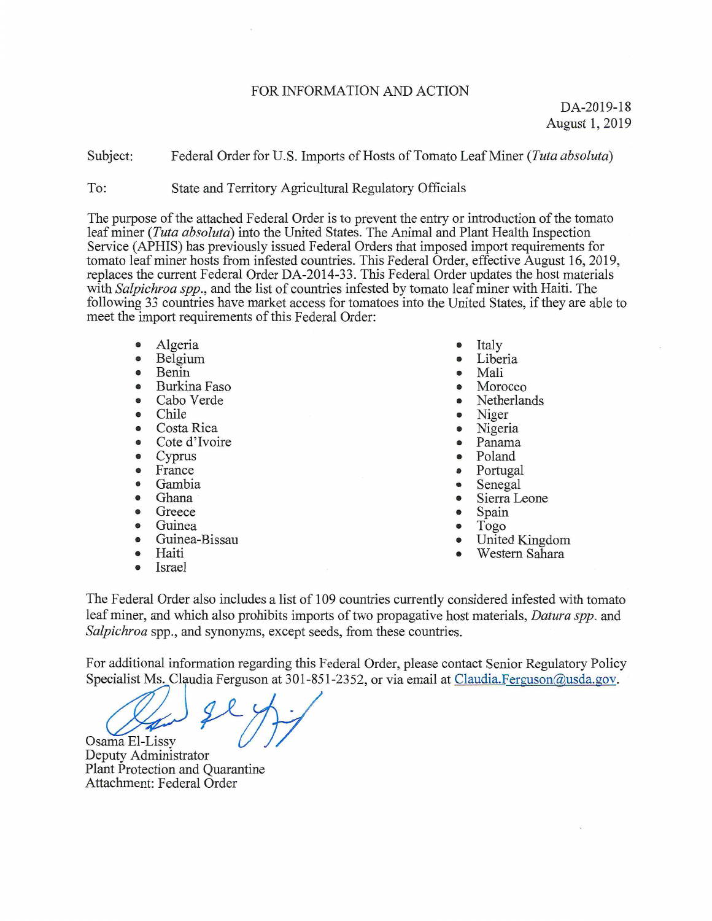FOR INFORMATION AND ACTION

DA-2019-18
August 1, 2019

Subject: Federal Order for U.S. Imports of Hosts of Tomato Leaf Miner (*Tuta absoluta*)

To: State and Territory Agricultural Regulatory Officials

The purpose of the attached Federal Order is to prevent the entry or introduction of the tomato leaf miner (*Tuta absoluta*) into the United States. The Animal and Plant Health Inspection Service (APHIS) has previously issued Federal Orders that imposed import requirements for tomato leaf miner hosts from infested countries. This Federal Order, effective August 16, 2019, replaces the current Federal Order DA-2014-33. This Federal Order updates the host materials with *Salpichroa spp*., and the list of countries infested by tomato leaf miner with Haiti. The following 33 countries have market access for tomatoes into the United States, if they are able to meet the import requirements of this Federal Order:

- Algeria
- Belgium
- Benin
- Burkina Faso
- Cabo Verde
- Chile
- Costa Rica
- Cote d'Ivoire
- Cyprus
- France
- Gambia
- Ghana
- Greece
- Guinea
- Guinea-Bissau
- Haiti
- Israel
- Italy
- Liberia
- Mali
- Morocco
- Netherlands
- Niger
- Nigeria
- Panama
- Poland
- Portugal
- Senegal
- Sierra Leone
- Spain
- Togo
- United Kingdom
- Western Sahara

The Federal Order also includes a list of 109 countries currently considered infested with tomato leaf miner, and which also prohibits imports of two propagative host materials, *Datura spp*. and *Salpichroa* spp., and synonyms, except seeds, from these countries.

For additional information regarding this Federal Order, please contact Senior Regulatory Policy Specialist Ms. Claudia Ferguson at 301-851-2352, or via email at Claudia.Ferguson@usda.gov.

Osama El-Lissy
Deputy Administrator
Plant Protection and Quarantine
Attachment: Federal Order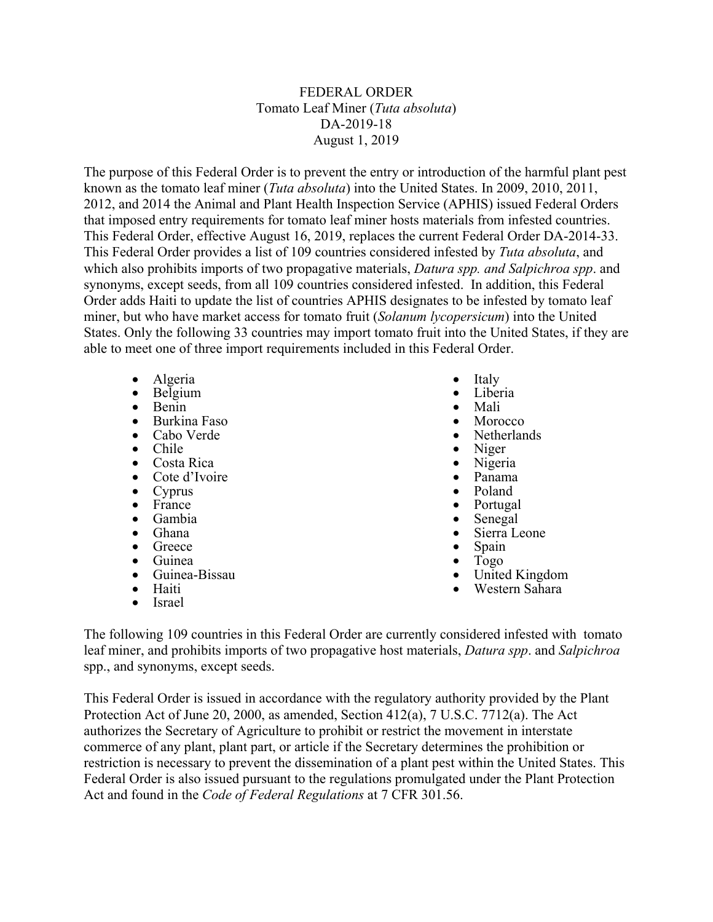FEDERAL ORDER
Tomato Leaf Miner (*Tuta absoluta*)
DA-2019-18
August 1, 2019

The purpose of this Federal Order is to prevent the entry or introduction of the harmful plant pest known as the tomato leaf miner (*Tuta absoluta*) into the United States. In 2009, 2010, 2011, 2012, and 2014 the Animal and Plant Health Inspection Service (APHIS) issued Federal Orders that imposed entry requirements for tomato leaf miner hosts materials from infested countries. This Federal Order, effective August 16, 2019, replaces the current Federal Order DA-2014-33. This Federal Order provides a list of 109 countries considered infested by *Tuta absoluta*, and which also prohibits imports of two propagative materials, *Datura spp. and Salpichroa spp*. and synonyms, except seeds, from all 109 countries considered infested. In addition, this Federal Order adds Haiti to update the list of countries APHIS designates to be infested by tomato leaf miner, but who have market access for tomato fruit (*Solanum lycopersicum*) into the United States. Only the following 33 countries may import tomato fruit into the United States, if they are able to meet one of three import requirements included in this Federal Order.

- Algeria
- Belgium
- Benin
- Burkina Faso
- Cabo Verde
- Chile
- Costa Rica
- Cote d'Ivoire
- Cyprus
- France
- Gambia
- Ghana
- Greece
- Guinea
- Guinea-Bissau
- Haiti
- Israel
- Italy
- Liberia
- Mali
- Morocco
- Netherlands
- Niger
- Nigeria
- Panama
- Poland
- Portugal
- Senegal
- Sierra Leone
- Spain
- Togo
- United Kingdom
- Western Sahara

The following 109 countries in this Federal Order are currently considered infested with tomato leaf miner, and prohibits imports of two propagative host materials, *Datura spp*. and *Salpichroa* spp., and synonyms, except seeds.

This Federal Order is issued in accordance with the regulatory authority provided by the Plant Protection Act of June 20, 2000, as amended, Section 412(a), 7 U.S.C. 7712(a). The Act authorizes the Secretary of Agriculture to prohibit or restrict the movement in interstate commerce of any plant, plant part, or article if the Secretary determines the prohibition or restriction is necessary to prevent the dissemination of a plant pest within the United States. This Federal Order is also issued pursuant to the regulations promulgated under the Plant Protection Act and found in the *Code of Federal Regulations* at 7 CFR 301.56.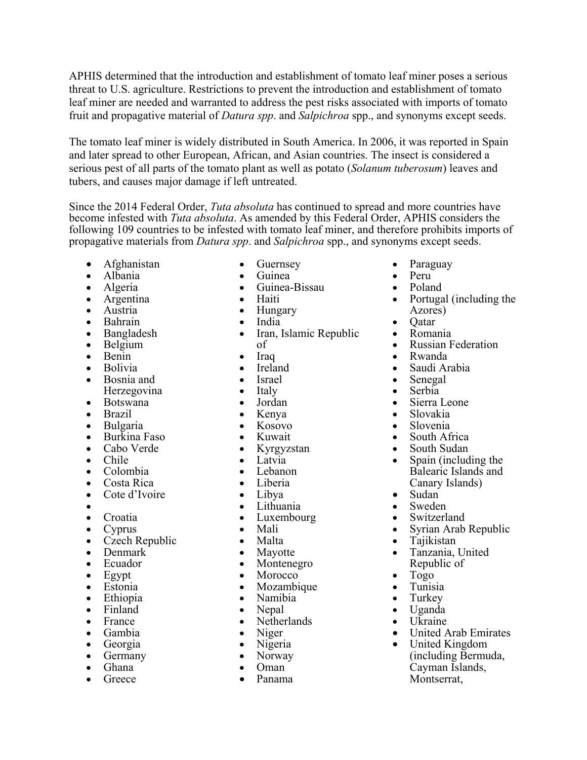APHIS determined that the introduction and establishment of tomato leaf miner poses a serious threat to U.S. agriculture. Restrictions to prevent the introduction and establishment of tomato leaf miner are needed and warranted to address the pest risks associated with imports of tomato fruit and propagative material of *Datura spp*. and *Salpichroa* spp., and synonyms except seeds.

The tomato leaf miner is widely distributed in South America. In 2006, it was reported in Spain and later spread to other European, African, and Asian countries. The insect is considered a serious pest of all parts of the tomato plant as well as potato (*Solanum tuberosum*) leaves and tubers, and causes major damage if left untreated.

Since the 2014 Federal Order, *Tuta absoluta* has continued to spread and more countries have become infested with *Tuta absoluta*. As amended by this Federal Order, APHIS considers the following 109 countries to be infested with tomato leaf miner, and therefore prohibits imports of propagative materials from *Datura spp*. and *Salpichroa* spp., and synonyms except seeds.

- Afghanistan
- Albania
- Algeria
- Argentina
- Austria
- Bahrain
- Bangladesh
- Belgium
- Benin
- Bolivia
- Bosnia and Herzegovina
- Botswana
- Brazil
- Bulgaria
- Burkina Faso
- Cabo Verde
- Chile
- Colombia
- Costa Rica
- Cote d'Ivoire
- 
- Croatia
- Cyprus
- Czech Republic
- Denmark
- Ecuador
- Egypt
- Estonia
- Ethiopia
- Finland
- France
- Gambia
- Georgia
- Germany
- Ghana
- Greece
- Guernsey
- Guinea
- Guinea-Bissau
- Haiti
- Hungary
- India
- Iran, Islamic Republic of
- Iraq
- Ireland
- Israel
- Italy
- Jordan
- Kenya
- Kosovo
- Kuwait
- Kyrgyzstan
- Latvia
- Lebanon
- Liberia
- Libya
- Lithuania
- Luxembourg
- Mali
- Malta
- Mayotte
- Montenegro
- Morocco
- Mozambique
- Namibia
- Nepal
- Netherlands
- Niger
- Nigeria
- Norway
- Oman
- Panama
- Paraguay
- Peru
- Poland
- Portugal (including the Azores)
- Qatar
- Romania
- Russian Federation
- Rwanda
- Saudi Arabia
- Senegal
- Serbia
- Sierra Leone
- Slovakia
- Slovenia
- South Africa
- South Sudan
- Spain (including the Balearic Islands and Canary Islands)
- Sudan
- Sweden
- Switzerland
- Syrian Arab Republic
- Tajikistan
- Tanzania, United Republic of
- Togo
- Tunisia
- Turkey
- Uganda
- Ukraine
- United Arab Emirates
- United Kingdom (including Bermuda, Cayman Islands, Montserrat,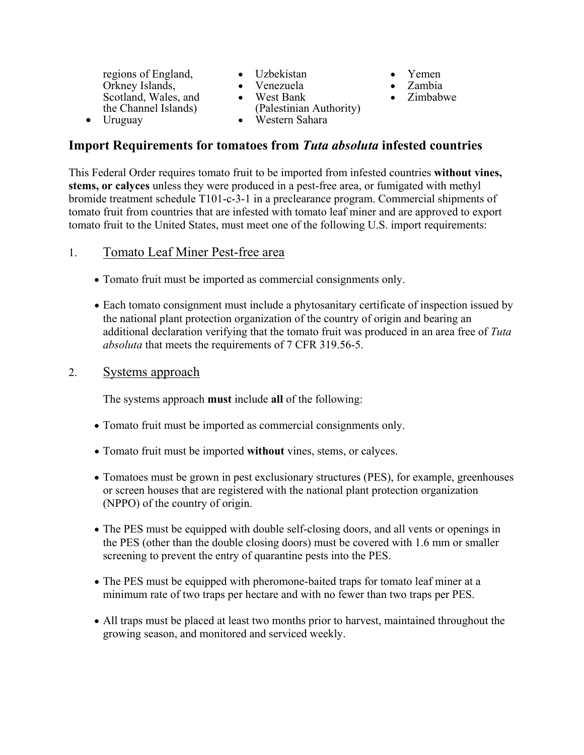regions of England, Orkney Islands, Scotland, Wales, and the Channel Islands)

- Uruguay
- Uzbekistan
- Venezuela
- West Bank (Palestinian Authority)
- Western Sahara
- Yemen
- Zambia
- Zimbabwe

## Import Requirements for tomatoes from *Tuta absoluta* infested countries

This Federal Order requires tomato fruit to be imported from infested countries **without vines, stems, or calyces** unless they were produced in a pest-free area, or fumigated with methyl bromide treatment schedule T101-c-3-1 in a preclearance program. Commercial shipments of tomato fruit from countries that are infested with tomato leaf miner and are approved to export tomato fruit to the United States, must meet one of the following U.S. import requirements:

1. Tomato Leaf Miner Pest-free area

   - Tomato fruit must be imported as commercial consignments only.
   - Each tomato consignment must include a phytosanitary certificate of inspection issued by the national plant protection organization of the country of origin and bearing an additional declaration verifying that the tomato fruit was produced in an area free of *Tuta absoluta* that meets the requirements of 7 CFR 319.56-5.

2. Systems approach

   The systems approach **must** include **all** of the following:

   - Tomato fruit must be imported as commercial consignments only.
   - Tomato fruit must be imported **without** vines, stems, or calyces.
   - Tomatoes must be grown in pest exclusionary structures (PES), for example, greenhouses or screen houses that are registered with the national plant protection organization (NPPO) of the country of origin.
   - The PES must be equipped with double self-closing doors, and all vents or openings in the PES (other than the double closing doors) must be covered with 1.6 mm or smaller screening to prevent the entry of quarantine pests into the PES.
   - The PES must be equipped with pheromone-baited traps for tomato leaf miner at a minimum rate of two traps per hectare and with no fewer than two traps per PES.
   - All traps must be placed at least two months prior to harvest, maintained throughout the growing season, and monitored and serviced weekly.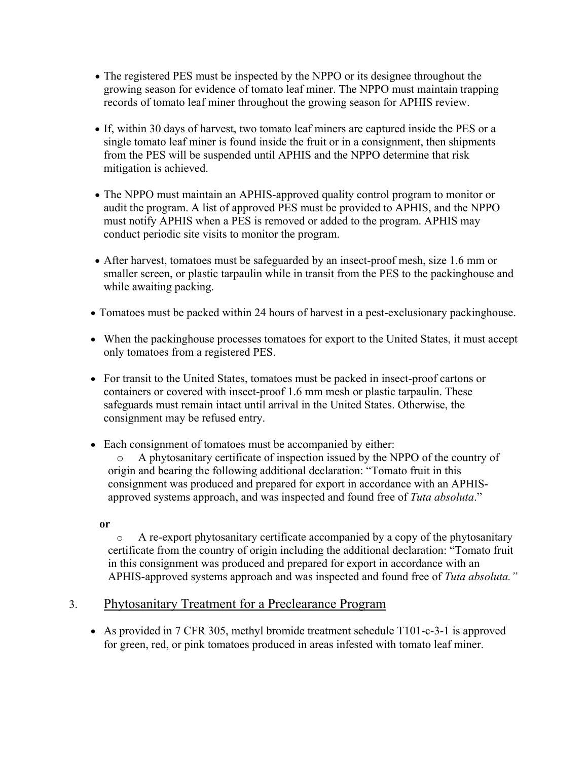- The registered PES must be inspected by the NPPO or its designee throughout the growing season for evidence of tomato leaf miner. The NPPO must maintain trapping records of tomato leaf miner throughout the growing season for APHIS review.

- If, within 30 days of harvest, two tomato leaf miners are captured inside the PES or a single tomato leaf miner is found inside the fruit or in a consignment, then shipments from the PES will be suspended until APHIS and the NPPO determine that risk mitigation is achieved.

- The NPPO must maintain an APHIS-approved quality control program to monitor or audit the program. A list of approved PES must be provided to APHIS, and the NPPO must notify APHIS when a PES is removed or added to the program. APHIS may conduct periodic site visits to monitor the program.

- After harvest, tomatoes must be safeguarded by an insect-proof mesh, size 1.6 mm or smaller screen, or plastic tarpaulin while in transit from the PES to the packinghouse and while awaiting packing.

- Tomatoes must be packed within 24 hours of harvest in a pest-exclusionary packinghouse.

- When the packinghouse processes tomatoes for export to the United States, it must accept only tomatoes from a registered PES.

- For transit to the United States, tomatoes must be packed in insect-proof cartons or containers or covered with insect-proof 1.6 mm mesh or plastic tarpaulin. These safeguards must remain intact until arrival in the United States. Otherwise, the consignment may be refused entry.

- Each consignment of tomatoes must be accompanied by either:
  - A phytosanitary certificate of inspection issued by the NPPO of the country of origin and bearing the following additional declaration: "Tomato fruit in this consignment was produced and prepared for export in accordance with an APHIS-approved systems approach, and was inspected and found free of *Tuta absoluta*."

  **or**

  - A re-export phytosanitary certificate accompanied by a copy of the phytosanitary certificate from the country of origin including the additional declaration: "Tomato fruit in this consignment was produced and prepared for export in accordance with an APHIS-approved systems approach and was inspected and found free of *Tuta absoluta.*"

## 3. Phytosanitary Treatment for a Preclearance Program

- As provided in 7 CFR 305, methyl bromide treatment schedule T101-c-3-1 is approved for green, red, or pink tomatoes produced in areas infested with tomato leaf miner.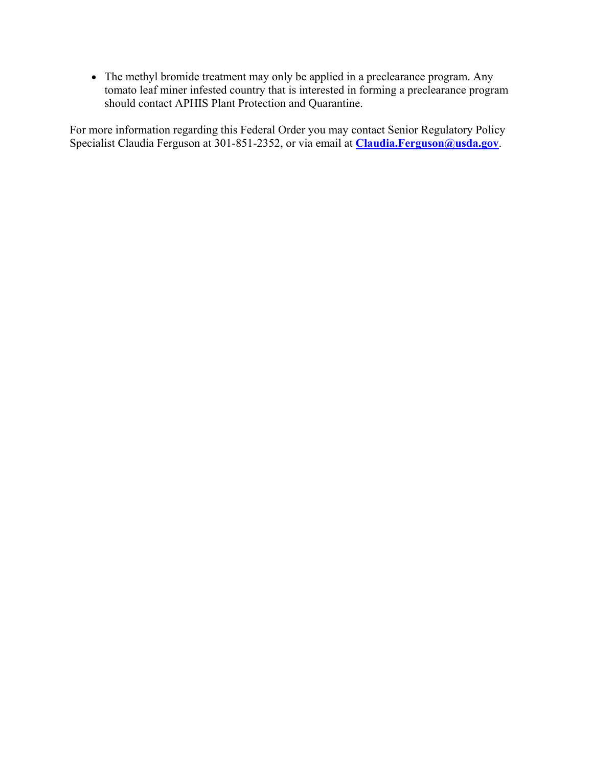- The methyl bromide treatment may only be applied in a preclearance program. Any tomato leaf miner infested country that is interested in forming a preclearance program should contact APHIS Plant Protection and Quarantine.

For more information regarding this Federal Order you may contact Senior Regulatory Policy Specialist Claudia Ferguson at 301-851-2352, or via email at **Claudia.Ferguson@usda.gov**.